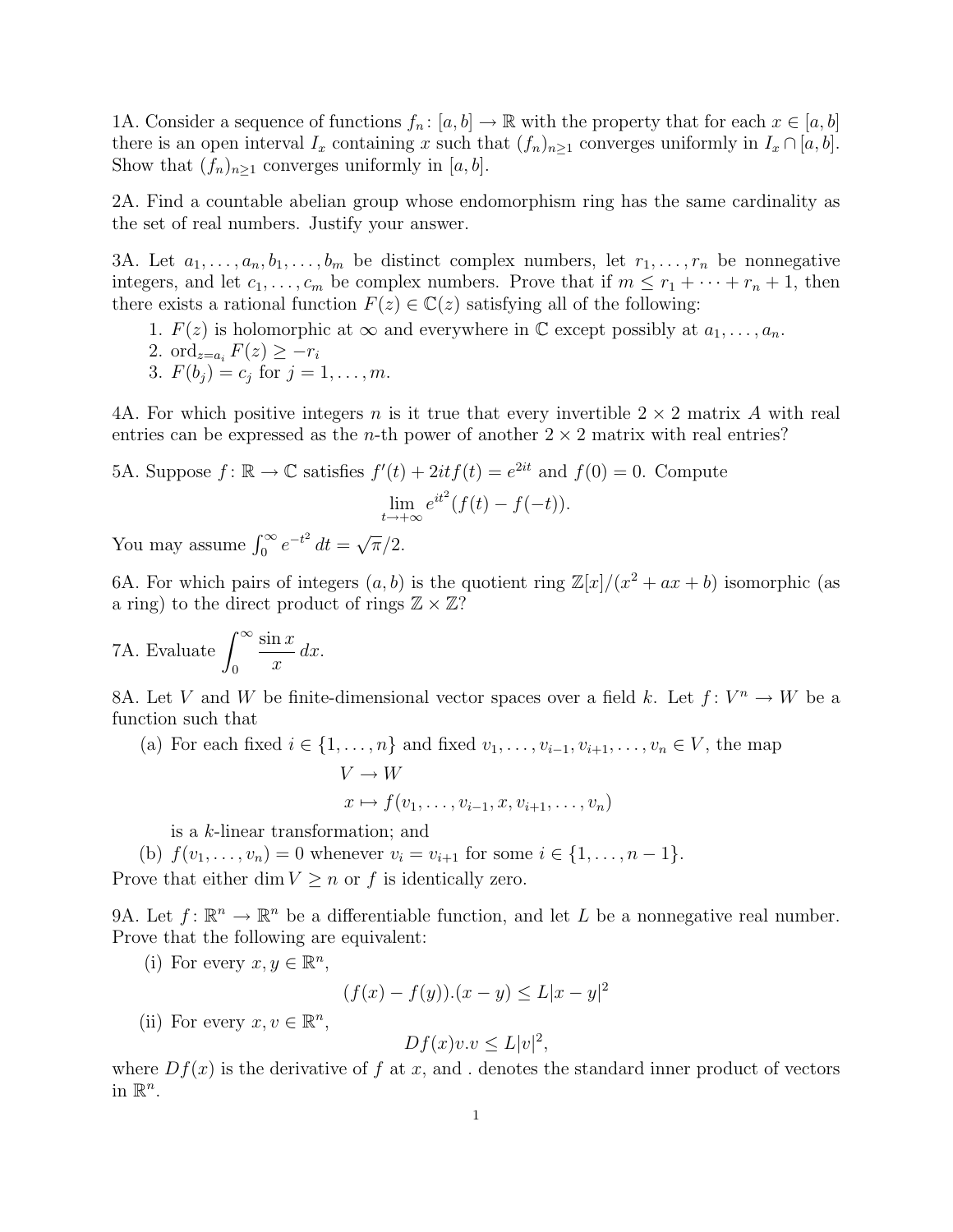1A. Consider a sequence of functions $f_n\colon [a,b] \to \mathbb{R}$ with the property that for each $x \in [a,b]$ there is an open interval $I_x$ containing $x$ such that $(f_n)_{n\geq 1}$ converges uniformly in $I_x \cap [a,b]$. Show that $(f_n)_{n\geq 1}$ converges uniformly in $[a,b]$.

2A. Find a countable abelian group whose endomorphism ring has the same cardinality as the set of real numbers. Justify your answer.

3A. Let $a_1, \dots, a_n, b_1, \dots, b_m$ be distinct complex numbers, let $r_1, \dots, r_n$ be nonnegative integers, and let $c_1, \dots, c_m$ be complex numbers. Prove that if $m \leq r_1 + \cdots + r_n + 1$, then there exists a rational function $F(z) \in \mathbb{C}(z)$ satisfying all of the following:

1. $F(z)$ is holomorphic at $\infty$ and everywhere in $\mathbb{C}$ except possibly at $a_1, \dots, a_n$.
2. $\operatorname{ord}_{z=a_i} F(z) \geq -r_i$
3. $F(b_j) = c_j$ for $j = 1, \dots, m$.

4A. For which positive integers $n$ is it true that every invertible $2 \times 2$ matrix $A$ with real entries can be expressed as the $n$-th power of another $2 \times 2$ matrix with real entries?

5A. Suppose $f\colon \mathbb{R} \to \mathbb{C}$ satisfies $f'(t) + 2itf(t) = e^{2it}$ and $f(0) = 0$. Compute

$$\lim_{t \to +\infty} e^{it^2}(f(t) - f(-t)).$$

You may assume $\int_0^\infty e^{-t^2}\, dt = \sqrt{\pi}/2$.

6A. For which pairs of integers $(a, b)$ is the quotient ring $\mathbb{Z}[x]/(x^2 + ax + b)$ isomorphic (as a ring) to the direct product of rings $\mathbb{Z} \times \mathbb{Z}$?

7A. Evaluate $\displaystyle\int_0^\infty \frac{\sin x}{x}\, dx$.

8A. Let $V$ and $W$ be finite-dimensional vector spaces over a field $k$. Let $f\colon V^n \to W$ be a function such that

(a) For each fixed $i \in \{1, \dots, n\}$ and fixed $v_1, \dots, v_{i-1}, v_{i+1}, \dots, v_n \in V$, the map

$$\begin{aligned} V &\to W \\ x &\mapsto f(v_1, \dots, v_{i-1}, x, v_{i+1}, \dots, v_n) \end{aligned}$$

is a $k$-linear transformation; and

(b) $f(v_1, \dots, v_n) = 0$ whenever $v_i = v_{i+1}$ for some $i \in \{1, \dots, n-1\}$.

Prove that either $\dim V \geq n$ or $f$ is identically zero.

9A. Let $f\colon \mathbb{R}^n \to \mathbb{R}^n$ be a differentiable function, and let $L$ be a nonnegative real number. Prove that the following are equivalent:

(i) For every $x, y \in \mathbb{R}^n$,

$$(f(x) - f(y)).(x - y) \leq L|x - y|^2$$

(ii) For every $x, v \in \mathbb{R}^n$,

$$Df(x)v.v \leq L|v|^2,$$

where $Df(x)$ is the derivative of $f$ at $x$, and . denotes the standard inner product of vectors in $\mathbb{R}^n$.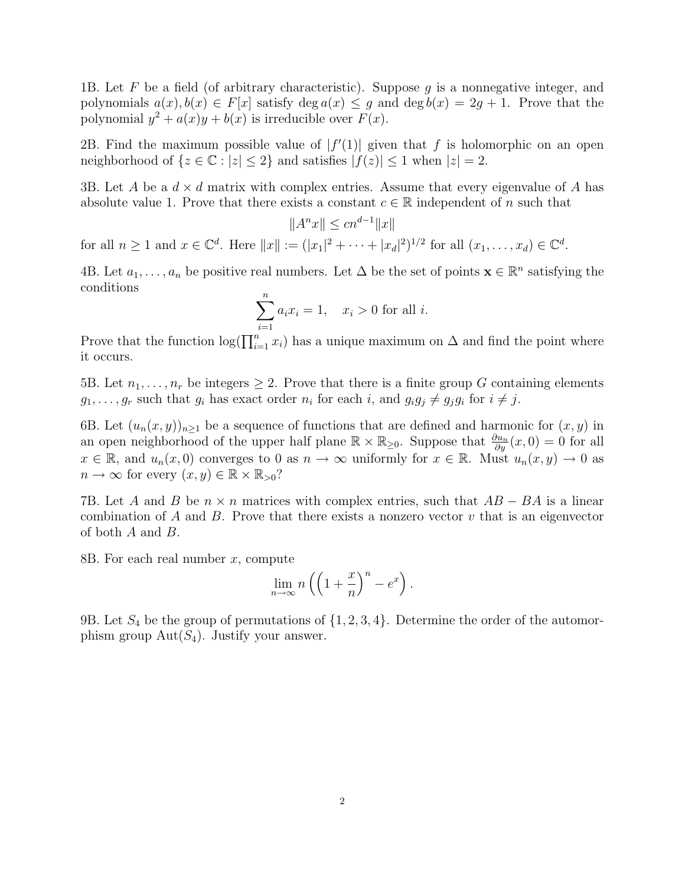1B. Let $F$ be a field (of arbitrary characteristic). Suppose $g$ is a nonnegative integer, and polynomials $a(x), b(x) \in F[x]$ satisfy $\deg a(x) \leq g$ and $\deg b(x) = 2g + 1$. Prove that the polynomial $y^2 + a(x)y + b(x)$ is irreducible over $F(x)$.

2B. Find the maximum possible value of $|f'(1)|$ given that $f$ is holomorphic on an open neighborhood of $\{z \in \mathbb{C} : |z| \leq 2\}$ and satisfies $|f(z)| \leq 1$ when $|z| = 2$.

3B. Let $A$ be a $d \times d$ matrix with complex entries. Assume that every eigenvalue of $A$ has absolute value 1. Prove that there exists a constant $c \in \mathbb{R}$ independent of $n$ such that

$$\|A^n x\| \leq c n^{d-1} \|x\|$$

for all $n \geq 1$ and $x \in \mathbb{C}^d$. Here $\|x\| := (|x_1|^2 + \cdots + |x_d|^2)^{1/2}$ for all $(x_1, \ldots, x_d) \in \mathbb{C}^d$.

4B. Let $a_1, \ldots, a_n$ be positive real numbers. Let $\Delta$ be the set of points $\mathbf{x} \in \mathbb{R}^n$ satisfying the conditions

$$\sum_{i=1}^{n} a_i x_i = 1, \quad x_i > 0 \text{ for all } i.$$

Prove that the function $\log(\prod_{i=1}^{n} x_i)$ has a unique maximum on $\Delta$ and find the point where it occurs.

5B. Let $n_1, \ldots, n_r$ be integers $\geq 2$. Prove that there is a finite group $G$ containing elements $g_1, \ldots, g_r$ such that $g_i$ has exact order $n_i$ for each $i$, and $g_i g_j \neq g_j g_i$ for $i \neq j$.

6B. Let $(u_n(x, y))_{n \geq 1}$ be a sequence of functions that are defined and harmonic for $(x, y)$ in an open neighborhood of the upper half plane $\mathbb{R} \times \mathbb{R}_{\geq 0}$. Suppose that $\frac{\partial u_n}{\partial y}(x, 0) = 0$ for all $x \in \mathbb{R}$, and $u_n(x, 0)$ converges to 0 as $n \to \infty$ uniformly for $x \in \mathbb{R}$. Must $u_n(x, y) \to 0$ as $n \to \infty$ for every $(x, y) \in \mathbb{R} \times \mathbb{R}_{>0}$?

7B. Let $A$ and $B$ be $n \times n$ matrices with complex entries, such that $AB - BA$ is a linear combination of $A$ and $B$. Prove that there exists a nonzero vector $v$ that is an eigenvector of both $A$ and $B$.

8B. For each real number $x$, compute

$$\lim_{n \to \infty} n \left( \left(1 + \frac{x}{n}\right)^n - e^x \right).$$

9B. Let $S_4$ be the group of permutations of $\{1, 2, 3, 4\}$. Determine the order of the automorphism group $\mathrm{Aut}(S_4)$. Justify your answer.